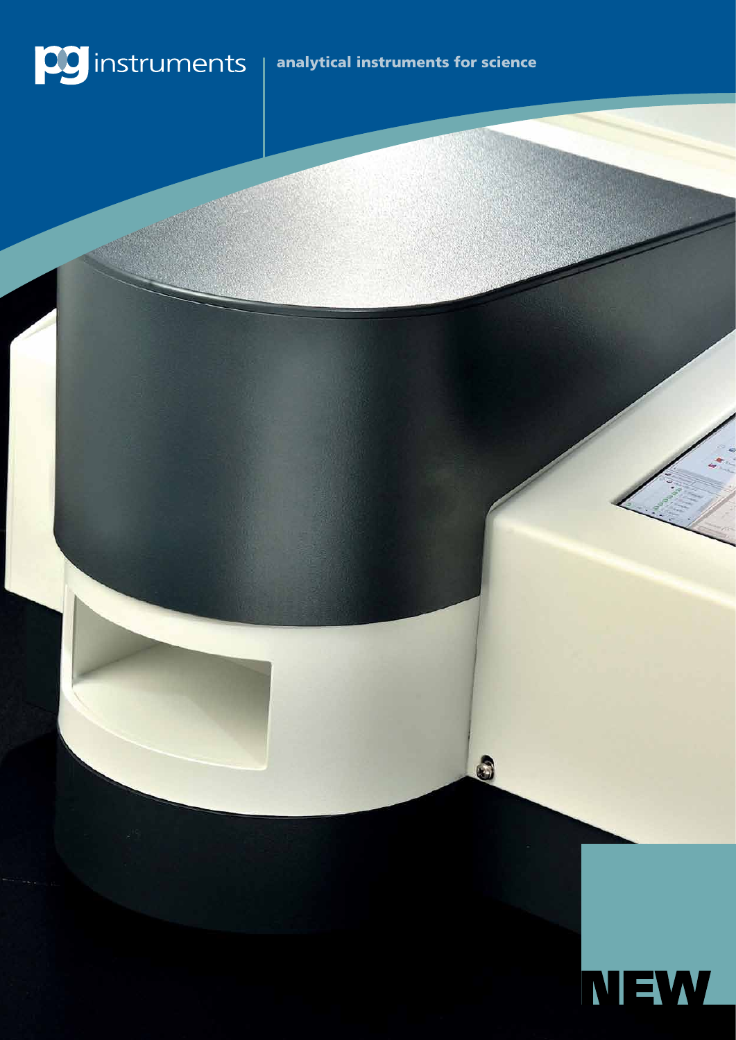pg instruments

**analytical instruments for science**

NEW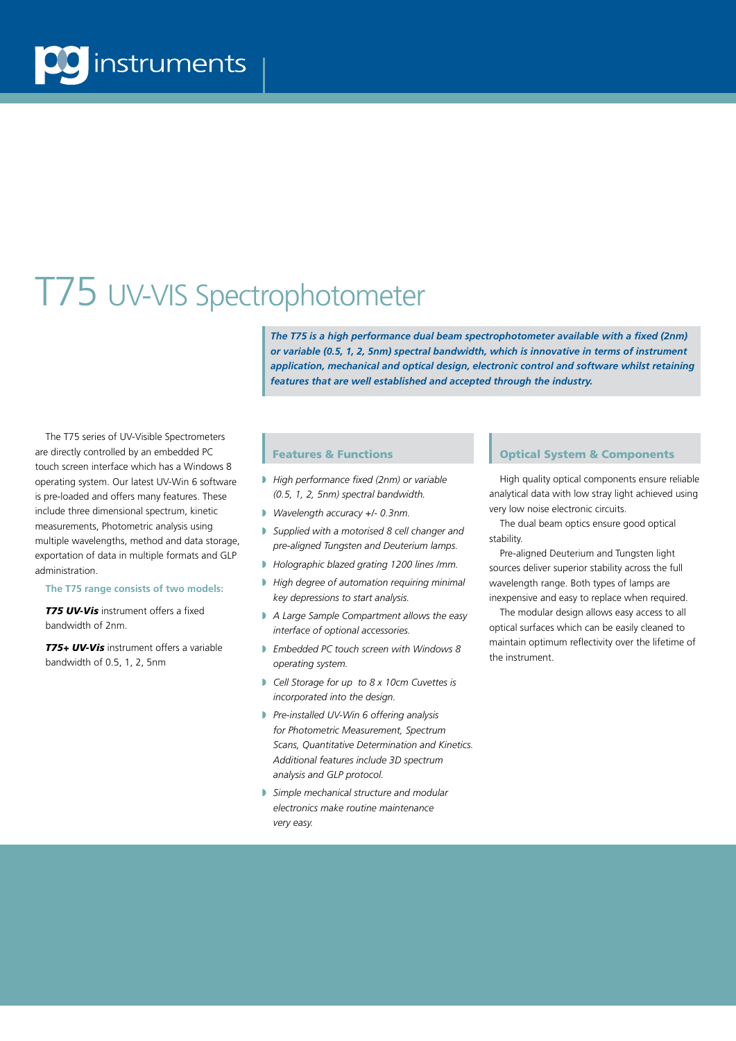# T75 UV-VIS Spectrophotometer

***The T75 is a high performance dual beam spectrophotometer available with a fixed (2nm) or variable (0.5, 1, 2, 5nm) spectral bandwidth, which is innovative in terms of instrument application, mechanical and optical design, electronic control and software whilst retaining features that are well established and accepted through the industry.***

The T75 series of UV-Visible Spectrometers are directly controlled by an embedded PC touch screen interface which has a Windows 8 operating system. Our latest UV-Win 6 software is pre-loaded and offers many features. These include three dimensional spectrum, kinetic measurements, Photometric analysis using multiple wavelengths, method and data storage, exportation of data in multiple formats and GLP administration.

**The T75 range consists of two models:**

***T75 UV-Vis*** instrument offers a fixed bandwidth of 2nm.

***T75+ UV-Vis*** instrument offers a variable bandwidth of 0.5, 1, 2, 5nm

## Features & Functions

- *High performance fixed (2nm) or variable (0.5, 1, 2, 5nm) spectral bandwidth.*
- *Wavelength accuracy +/- 0.3nm.*
- *Supplied with a motorised 8 cell changer and pre-aligned Tungsten and Deuterium lamps.*
- *Holographic blazed grating 1200 lines /mm.*
- *High degree of automation requiring minimal key depressions to start analysis.*
- *A Large Sample Compartment allows the easy interface of optional accessories.*
- *Embedded PC touch screen with Windows 8 operating system.*
- *Cell Storage for up to 8 x 10cm Cuvettes is incorporated into the design.*
- *Pre-installed UV-Win 6 offering analysis for Photometric Measurement, Spectrum Scans, Quantitative Determination and Kinetics. Additional features include 3D spectrum analysis and GLP protocol.*
- *Simple mechanical structure and modular electronics make routine maintenance very easy.*

## Optical System & Components

High quality optical components ensure reliable analytical data with low stray light achieved using very low noise electronic circuits.

The dual beam optics ensure good optical stability.

Pre-aligned Deuterium and Tungsten light sources deliver superior stability across the full wavelength range. Both types of lamps are inexpensive and easy to replace when required.

The modular design allows easy access to all optical surfaces which can be easily cleaned to maintain optimum reflectivity over the lifetime of the instrument.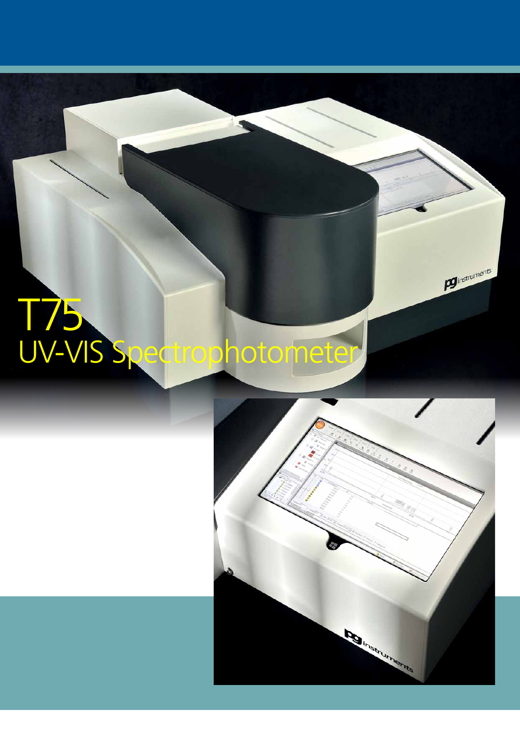# T75

## UV-VIS Spectrophotometer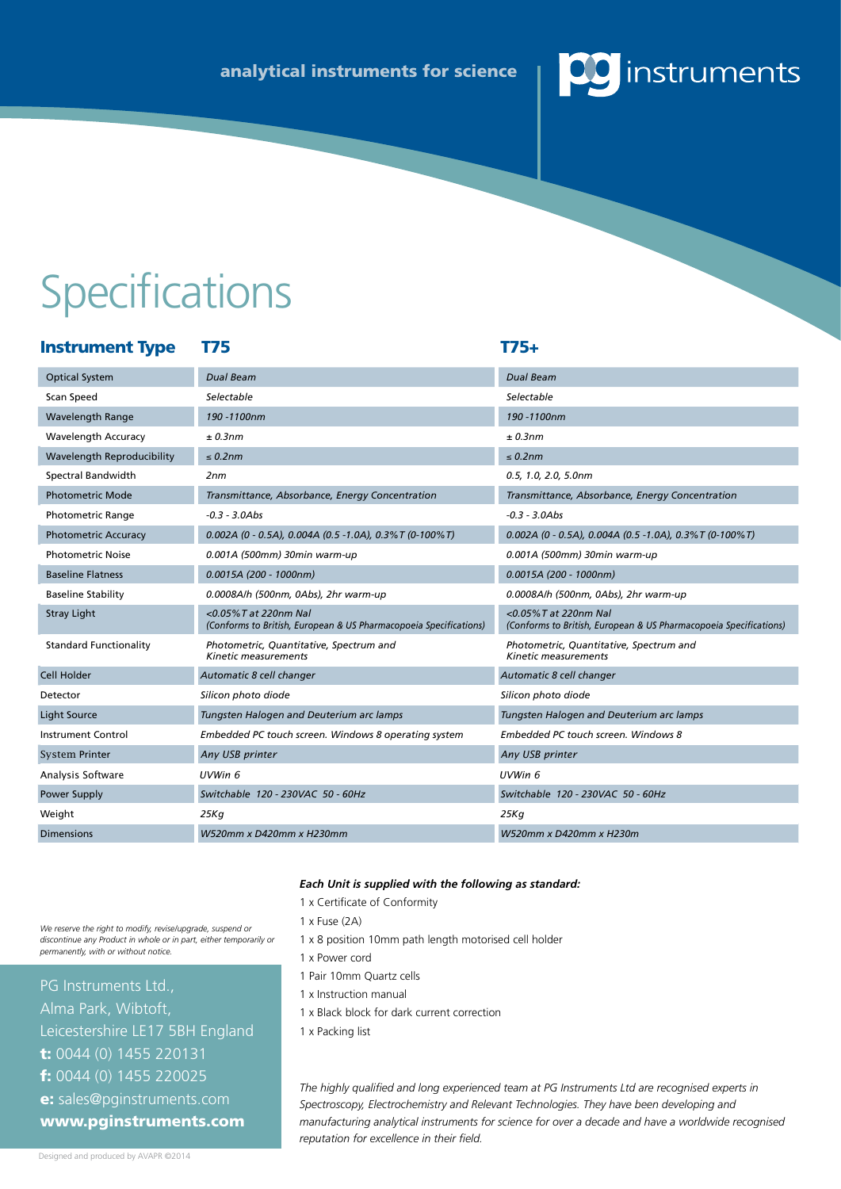analytical instruments for science

pg instruments

# Specifications

| Instrument Type | T75 | T75+ |
|---|---|---|
| Optical System | *Dual Beam* | *Dual Beam* |
| Scan Speed | *Selectable* | *Selectable* |
| Wavelength Range | *190 -1100nm* | *190 -1100nm* |
| Wavelength Accuracy | *± 0.3nm* | *± 0.3nm* |
| Wavelength Reproducibility | *≤ 0.2nm* | *≤ 0.2nm* |
| Spectral Bandwidth | *2nm* | *0.5, 1.0, 2.0, 5.0nm* |
| Photometric Mode | *Transmittance, Absorbance, Energy Concentration* | *Transmittance, Absorbance, Energy Concentration* |
| Photometric Range | *-0.3 - 3.0Abs* | *-0.3 - 3.0Abs* |
| Photometric Accuracy | *0.002A (0 - 0.5A), 0.004A (0.5 -1.0A), 0.3%T (0-100%T)* | *0.002A (0 - 0.5A), 0.004A (0.5 -1.0A), 0.3%T (0-100%T)* |
| Photometric Noise | *0.001A (500mm) 30min warm-up* | *0.001A (500mm) 30min warm-up* |
| Baseline Flatness | *0.0015A (200 - 1000nm)* | *0.0015A (200 - 1000nm)* |
| Baseline Stability | *0.0008A/h (500nm, 0Abs), 2hr warm-up* | *0.0008A/h (500nm, 0Abs), 2hr warm-up* |
| Stray Light | *<0.05%T at 220nm NaI (Conforms to British, European & US Pharmacopoeia Specifications)* | *<0.05%T at 220nm NaI (Conforms to British, European & US Pharmacopoeia Specifications)* |
| Standard Functionality | *Photometric, Quantitative, Spectrum and Kinetic measurements* | *Photometric, Quantitative, Spectrum and Kinetic measurements* |
| Cell Holder | *Automatic 8 cell changer* | *Automatic 8 cell changer* |
| Detector | *Silicon photo diode* | *Silicon photo diode* |
| Light Source | *Tungsten Halogen and Deuterium arc lamps* | *Tungsten Halogen and Deuterium arc lamps* |
| Instrument Control | *Embedded PC touch screen. Windows 8 operating system* | *Embedded PC touch screen. Windows 8* |
| System Printer | *Any USB printer* | *Any USB printer* |
| Analysis Software | *UVWin 6* | *UVWin 6* |
| Power Supply | *Switchable 120 - 230VAC 50 - 60Hz* | *Switchable 120 - 230VAC 50 - 60Hz* |
| Weight | *25Kg* | *25Kg* |
| Dimensions | *W520mm x D420mm x H230mm* | *W520mm x D420mm x H230m* |

***Each Unit is supplied with the following as standard:***

1 x Certificate of Conformity
1 x Fuse (2A)
1 x 8 position 10mm path length motorised cell holder
1 x Power cord
1 Pair 10mm Quartz cells
1 x Instruction manual
1 x Black block for dark current correction
1 x Packing list

*We reserve the right to modify, revise/upgrade, suspend or discontinue any Product in whole or in part, either temporarily or permanently, with or without notice.*

PG Instruments Ltd.,
Alma Park, Wibtoft,
Leicestershire LE17 5BH England
**t:** 0044 (0) 1455 220131
**f:** 0044 (0) 1455 220025
**e:** sales@pginstruments.com
**www.pginstruments.com**

*The highly qualified and long experienced team at PG Instruments Ltd are recognised experts in Spectroscopy, Electrochemistry and Relevant Technologies. They have been developing and manufacturing analytical instruments for science for over a decade and have a worldwide recognised reputation for excellence in their field.*

Designed and produced by AVAPR ©2014